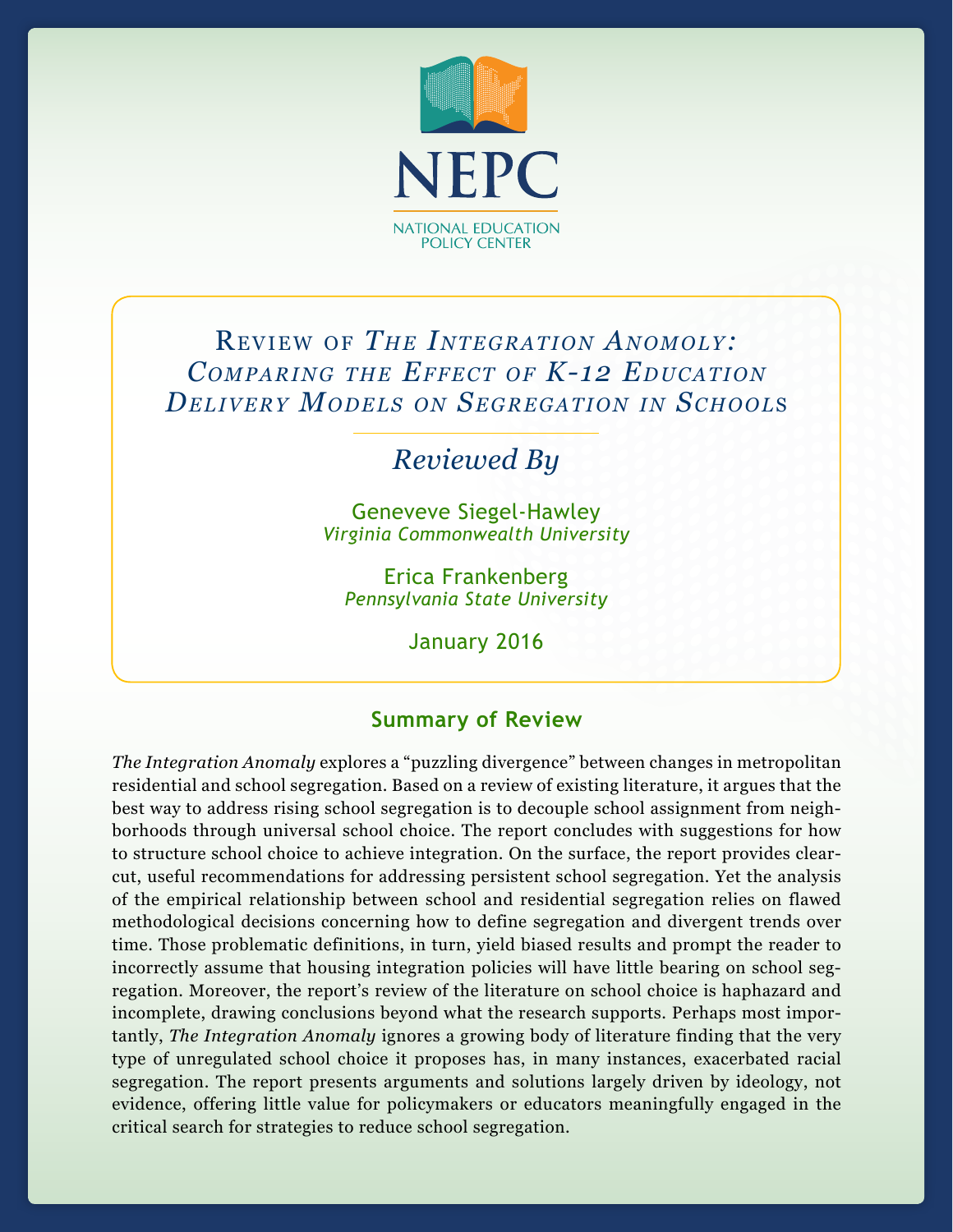NEPC

NATIONAL EDUCATION POLICY CENTER

# Review of *The Integration Anomoly: Comparing the Effect of K-12 Education Delivery Models on Segregation in Schools*

## *Reviewed By*

Geneveve Siegel-Hawley

*Virginia Commonwealth University*

Erica Frankenberg

*Pennsylvania State University*

January 2016

### Summary of Review

*The Integration Anomaly* explores a "puzzling divergence" between changes in metropolitan residential and school segregation. Based on a review of existing literature, it argues that the best way to address rising school segregation is to decouple school assignment from neighborhoods through universal school choice. The report concludes with suggestions for how to structure school choice to achieve integration. On the surface, the report provides clear-cut, useful recommendations for addressing persistent school segregation. Yet the analysis of the empirical relationship between school and residential segregation relies on flawed methodological decisions concerning how to define segregation and divergent trends over time. Those problematic definitions, in turn, yield biased results and prompt the reader to incorrectly assume that housing integration policies will have little bearing on school segregation. Moreover, the report's review of the literature on school choice is haphazard and incomplete, drawing conclusions beyond what the research supports. Perhaps most importantly, *The Integration Anomaly* ignores a growing body of literature finding that the very type of unregulated school choice it proposes has, in many instances, exacerbated racial segregation. The report presents arguments and solutions largely driven by ideology, not evidence, offering little value for policymakers or educators meaningfully engaged in the critical search for strategies to reduce school segregation.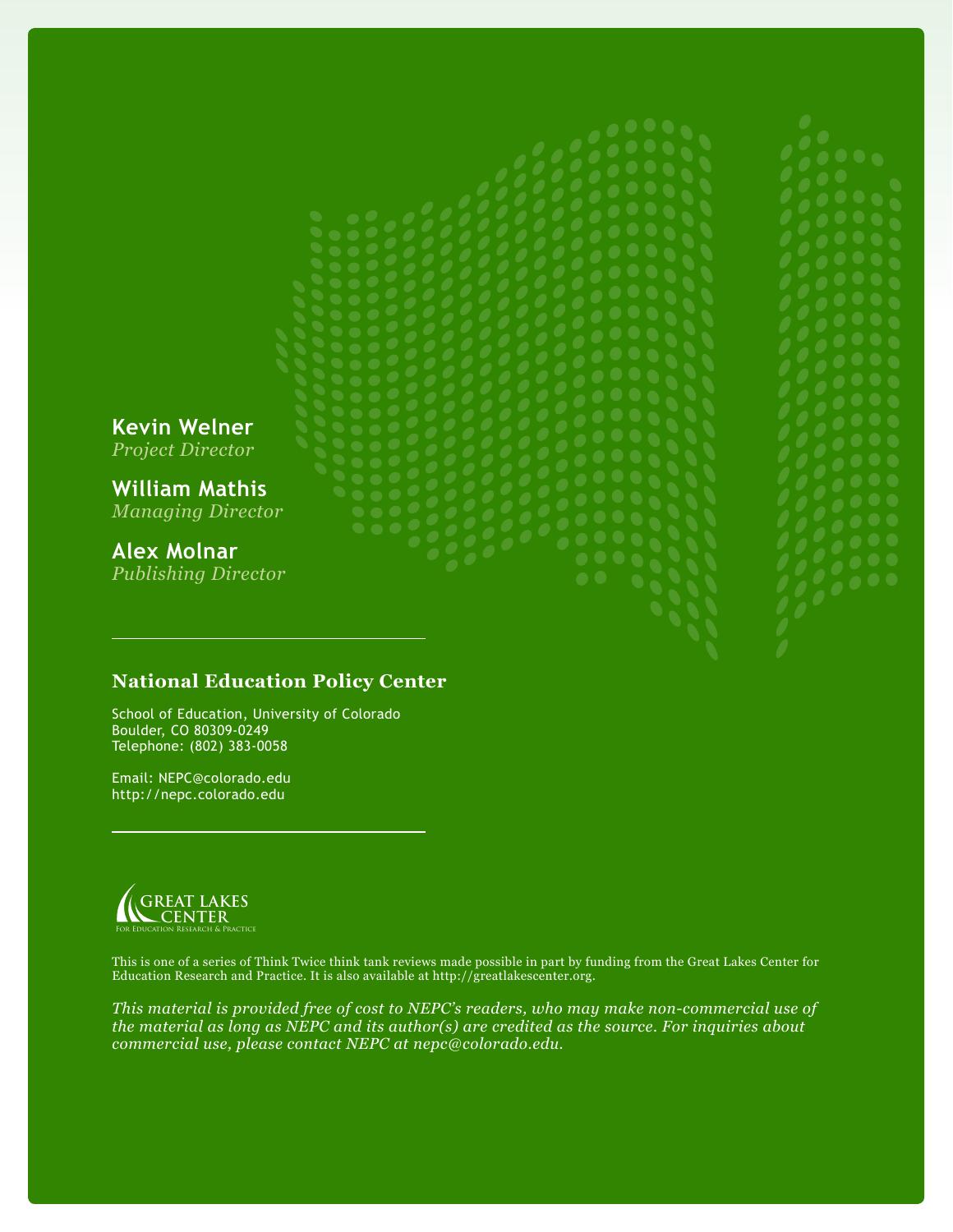**Kevin Welner**
*Project Director*

**William Mathis**
*Managing Director*

**Alex Molnar**
*Publishing Director*

---

**National Education Policy Center**

School of Education, University of Colorado
Boulder, CO 80309-0249
Telephone: (802) 383-0058

Email: NEPC@colorado.edu
http://nepc.colorado.edu

---

GREAT LAKES CENTER
For Education Research & Practice

This is one of a series of Think Twice think tank reviews made possible in part by funding from the Great Lakes Center for Education Research and Practice. It is also available at http://greatlakescenter.org.

*This material is provided free of cost to NEPC's readers, who may make non-commercial use of the material as long as NEPC and its author(s) are credited as the source. For inquiries about commercial use, please contact NEPC at nepc@colorado.edu.*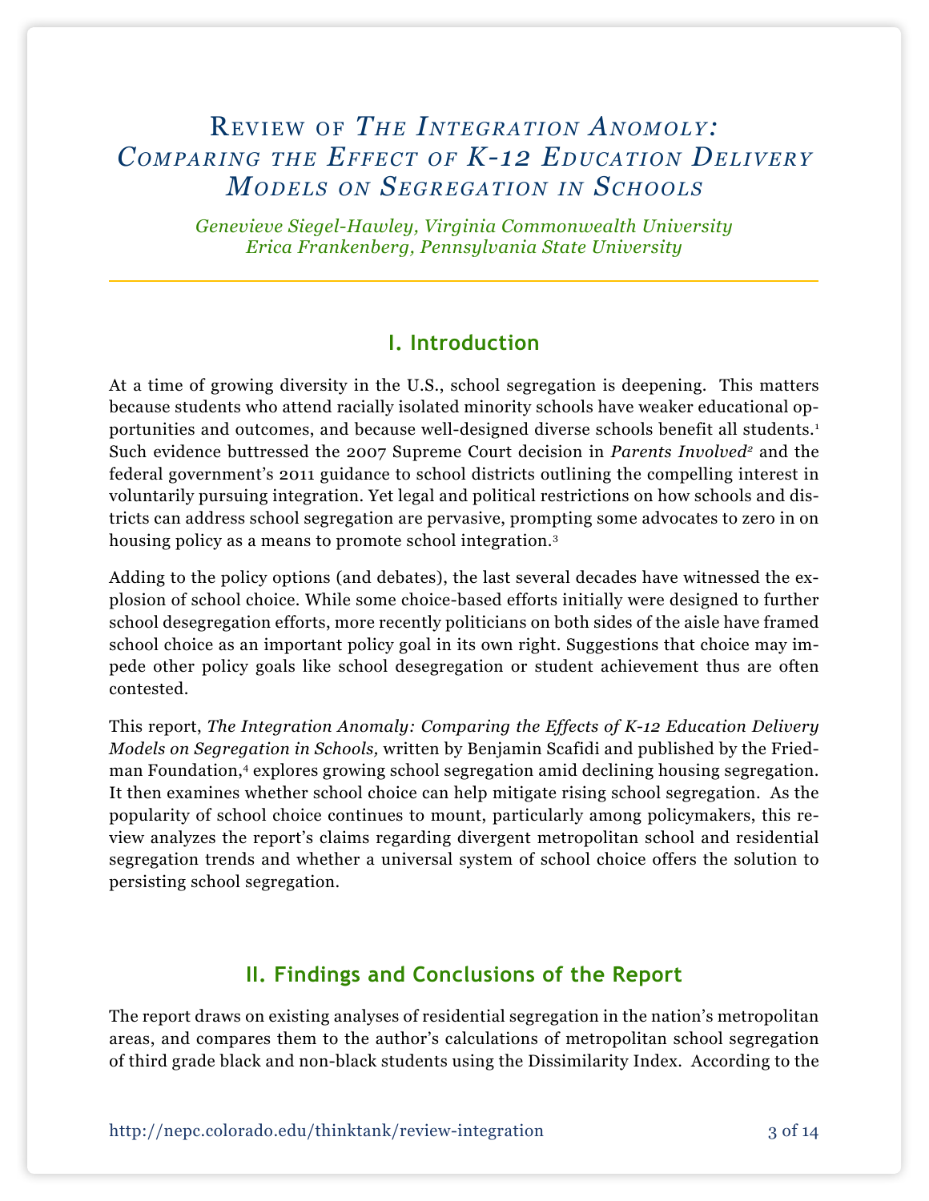# Review of *The Integration Anomoly: Comparing the Effect of K-12 Education Delivery Models on Segregation in Schools*

*Genevieve Siegel-Hawley, Virginia Commonwealth University*
*Erica Frankenberg, Pennsylvania State University*

## I. Introduction

At a time of growing diversity in the U.S., school segregation is deepening. This matters because students who attend racially isolated minority schools have weaker educational opportunities and outcomes, and because well-designed diverse schools benefit all students.[1] Such evidence buttressed the 2007 Supreme Court decision in *Parents Involved*[2] and the federal government's 2011 guidance to school districts outlining the compelling interest in voluntarily pursuing integration. Yet legal and political restrictions on how schools and districts can address school segregation are pervasive, prompting some advocates to zero in on housing policy as a means to promote school integration.[3]

Adding to the policy options (and debates), the last several decades have witnessed the explosion of school choice. While some choice-based efforts initially were designed to further school desegregation efforts, more recently politicians on both sides of the aisle have framed school choice as an important policy goal in its own right. Suggestions that choice may impede other policy goals like school desegregation or student achievement thus are often contested.

This report, *The Integration Anomaly: Comparing the Effects of K-12 Education Delivery Models on Segregation in Schools,* written by Benjamin Scafidi and published by the Friedman Foundation,[4] explores growing school segregation amid declining housing segregation. It then examines whether school choice can help mitigate rising school segregation. As the popularity of school choice continues to mount, particularly among policymakers, this review analyzes the report's claims regarding divergent metropolitan school and residential segregation trends and whether a universal system of school choice offers the solution to persisting school segregation.

## II. Findings and Conclusions of the Report

The report draws on existing analyses of residential segregation in the nation's metropolitan areas, and compares them to the author's calculations of metropolitan school segregation of third grade black and non-black students using the Dissimilarity Index. According to the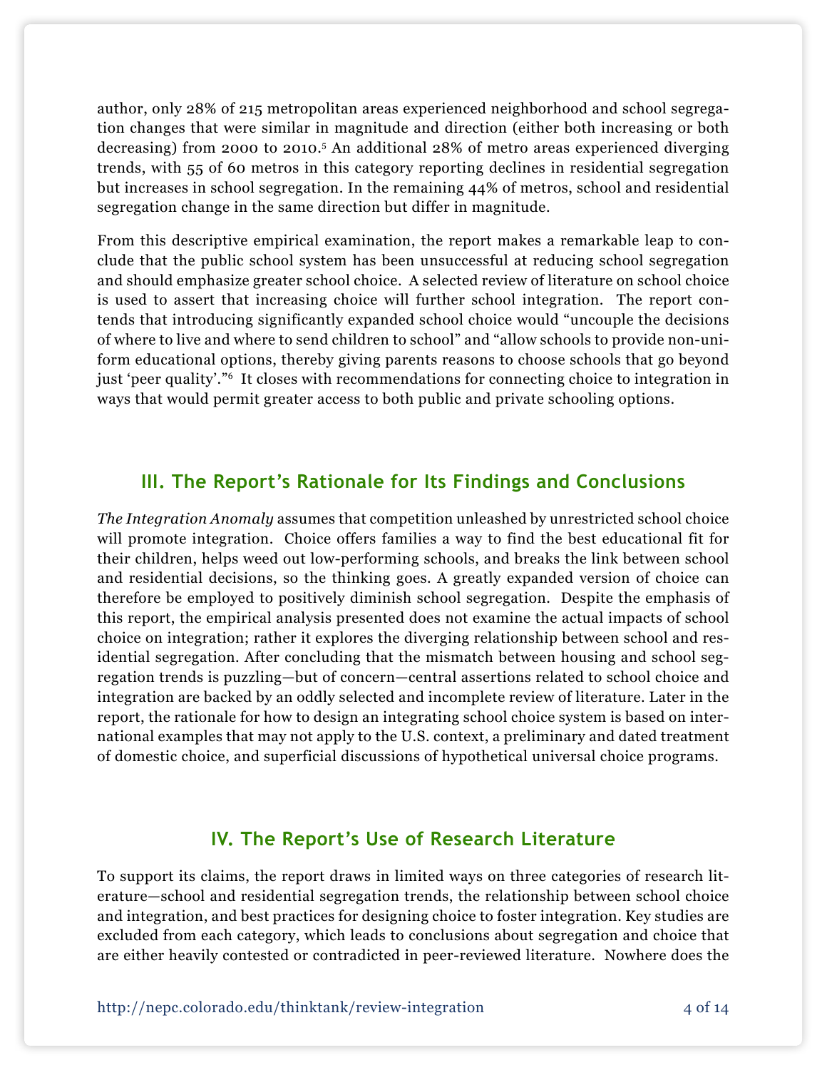author, only 28% of 215 metropolitan areas experienced neighborhood and school segregation changes that were similar in magnitude and direction (either both increasing or both decreasing) from 2000 to 2010.[5] An additional 28% of metro areas experienced diverging trends, with 55 of 60 metros in this category reporting declines in residential segregation but increases in school segregation. In the remaining 44% of metros, school and residential segregation change in the same direction but differ in magnitude.

From this descriptive empirical examination, the report makes a remarkable leap to conclude that the public school system has been unsuccessful at reducing school segregation and should emphasize greater school choice. A selected review of literature on school choice is used to assert that increasing choice will further school integration. The report contends that introducing significantly expanded school choice would "uncouple the decisions of where to live and where to send children to school" and "allow schools to provide non-uniform educational options, thereby giving parents reasons to choose schools that go beyond just 'peer quality'."[6] It closes with recommendations for connecting choice to integration in ways that would permit greater access to both public and private schooling options.

## III. The Report's Rationale for Its Findings and Conclusions

*The Integration Anomaly* assumes that competition unleashed by unrestricted school choice will promote integration. Choice offers families a way to find the best educational fit for their children, helps weed out low-performing schools, and breaks the link between school and residential decisions, so the thinking goes. A greatly expanded version of choice can therefore be employed to positively diminish school segregation. Despite the emphasis of this report, the empirical analysis presented does not examine the actual impacts of school choice on integration; rather it explores the diverging relationship between school and residential segregation. After concluding that the mismatch between housing and school segregation trends is puzzling—but of concern—central assertions related to school choice and integration are backed by an oddly selected and incomplete review of literature. Later in the report, the rationale for how to design an integrating school choice system is based on international examples that may not apply to the U.S. context, a preliminary and dated treatment of domestic choice, and superficial discussions of hypothetical universal choice programs.

## IV. The Report's Use of Research Literature

To support its claims, the report draws in limited ways on three categories of research literature—school and residential segregation trends, the relationship between school choice and integration, and best practices for designing choice to foster integration. Key studies are excluded from each category, which leads to conclusions about segregation and choice that are either heavily contested or contradicted in peer-reviewed literature. Nowhere does the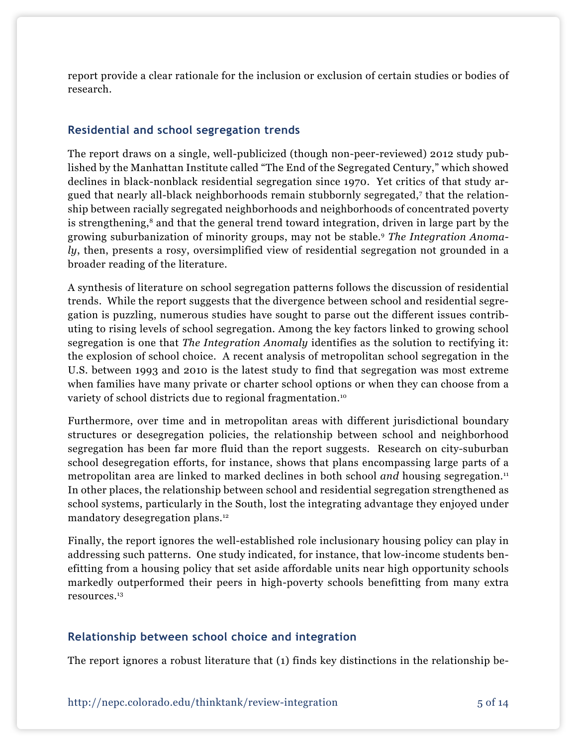report provide a clear rationale for the inclusion or exclusion of certain studies or bodies of research.

## Residential and school segregation trends

The report draws on a single, well-publicized (though non-peer-reviewed) 2012 study published by the Manhattan Institute called "The End of the Segregated Century," which showed declines in black-nonblack residential segregation since 1970. Yet critics of that study argued that nearly all-black neighborhoods remain stubbornly segregated,[7] that the relationship between racially segregated neighborhoods and neighborhoods of concentrated poverty is strengthening,[8] and that the general trend toward integration, driven in large part by the growing suburbanization of minority groups, may not be stable.[9] *The Integration Anomaly*, then, presents a rosy, oversimplified view of residential segregation not grounded in a broader reading of the literature.

A synthesis of literature on school segregation patterns follows the discussion of residential trends. While the report suggests that the divergence between school and residential segregation is puzzling, numerous studies have sought to parse out the different issues contributing to rising levels of school segregation. Among the key factors linked to growing school segregation is one that *The Integration Anomaly* identifies as the solution to rectifying it: the explosion of school choice. A recent analysis of metropolitan school segregation in the U.S. between 1993 and 2010 is the latest study to find that segregation was most extreme when families have many private or charter school options or when they can choose from a variety of school districts due to regional fragmentation.[10]

Furthermore, over time and in metropolitan areas with different jurisdictional boundary structures or desegregation policies, the relationship between school and neighborhood segregation has been far more fluid than the report suggests. Research on city-suburban school desegregation efforts, for instance, shows that plans encompassing large parts of a metropolitan area are linked to marked declines in both school *and* housing segregation.[11] In other places, the relationship between school and residential segregation strengthened as school systems, particularly in the South, lost the integrating advantage they enjoyed under mandatory desegregation plans.[12]

Finally, the report ignores the well-established role inclusionary housing policy can play in addressing such patterns. One study indicated, for instance, that low-income students benefitting from a housing policy that set aside affordable units near high opportunity schools markedly outperformed their peers in high-poverty schools benefitting from many extra resources.[13]

## Relationship between school choice and integration

The report ignores a robust literature that (1) finds key distinctions in the relationship be-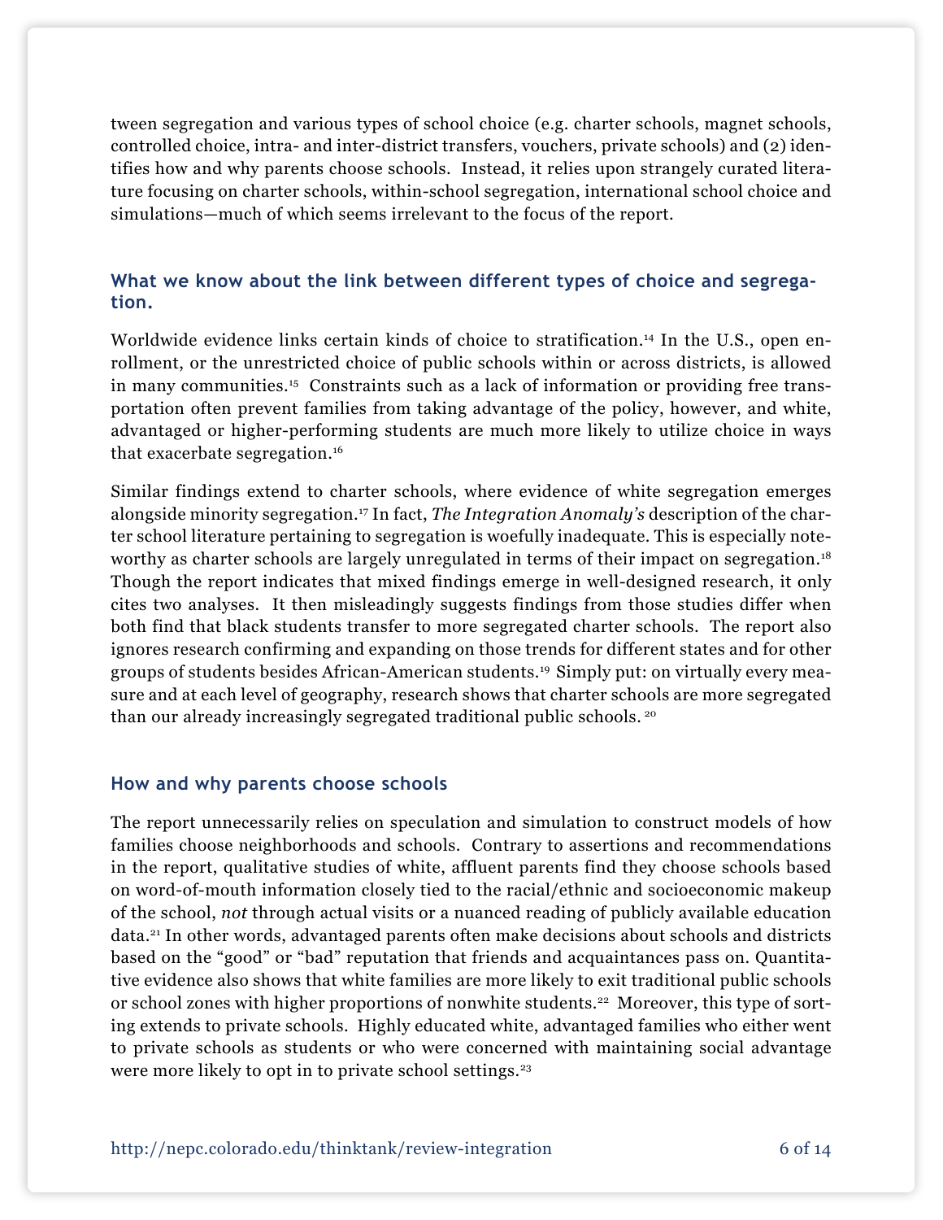tween segregation and various types of school choice (e.g. charter schools, magnet schools, controlled choice, intra- and inter-district transfers, vouchers, private schools) and (2) identifies how and why parents choose schools. Instead, it relies upon strangely curated literature focusing on charter schools, within-school segregation, international school choice and simulations—much of which seems irrelevant to the focus of the report.

### What we know about the link between different types of choice and segregation.

Worldwide evidence links certain kinds of choice to stratification.[14] In the U.S., open enrollment, or the unrestricted choice of public schools within or across districts, is allowed in many communities.[15] Constraints such as a lack of information or providing free transportation often prevent families from taking advantage of the policy, however, and white, advantaged or higher-performing students are much more likely to utilize choice in ways that exacerbate segregation.[16]

Similar findings extend to charter schools, where evidence of white segregation emerges alongside minority segregation.[17] In fact, *The Integration Anomaly's* description of the charter school literature pertaining to segregation is woefully inadequate. This is especially noteworthy as charter schools are largely unregulated in terms of their impact on segregation.[18] Though the report indicates that mixed findings emerge in well-designed research, it only cites two analyses. It then misleadingly suggests findings from those studies differ when both find that black students transfer to more segregated charter schools. The report also ignores research confirming and expanding on those trends for different states and for other groups of students besides African-American students.[19] Simply put: on virtually every measure and at each level of geography, research shows that charter schools are more segregated than our already increasingly segregated traditional public schools.[20]

### How and why parents choose schools

The report unnecessarily relies on speculation and simulation to construct models of how families choose neighborhoods and schools. Contrary to assertions and recommendations in the report, qualitative studies of white, affluent parents find they choose schools based on word-of-mouth information closely tied to the racial/ethnic and socioeconomic makeup of the school, *not* through actual visits or a nuanced reading of publicly available education data.[21] In other words, advantaged parents often make decisions about schools and districts based on the "good" or "bad" reputation that friends and acquaintances pass on. Quantitative evidence also shows that white families are more likely to exit traditional public schools or school zones with higher proportions of nonwhite students.[22] Moreover, this type of sorting extends to private schools. Highly educated white, advantaged families who either went to private schools as students or who were concerned with maintaining social advantage were more likely to opt in to private school settings.[23]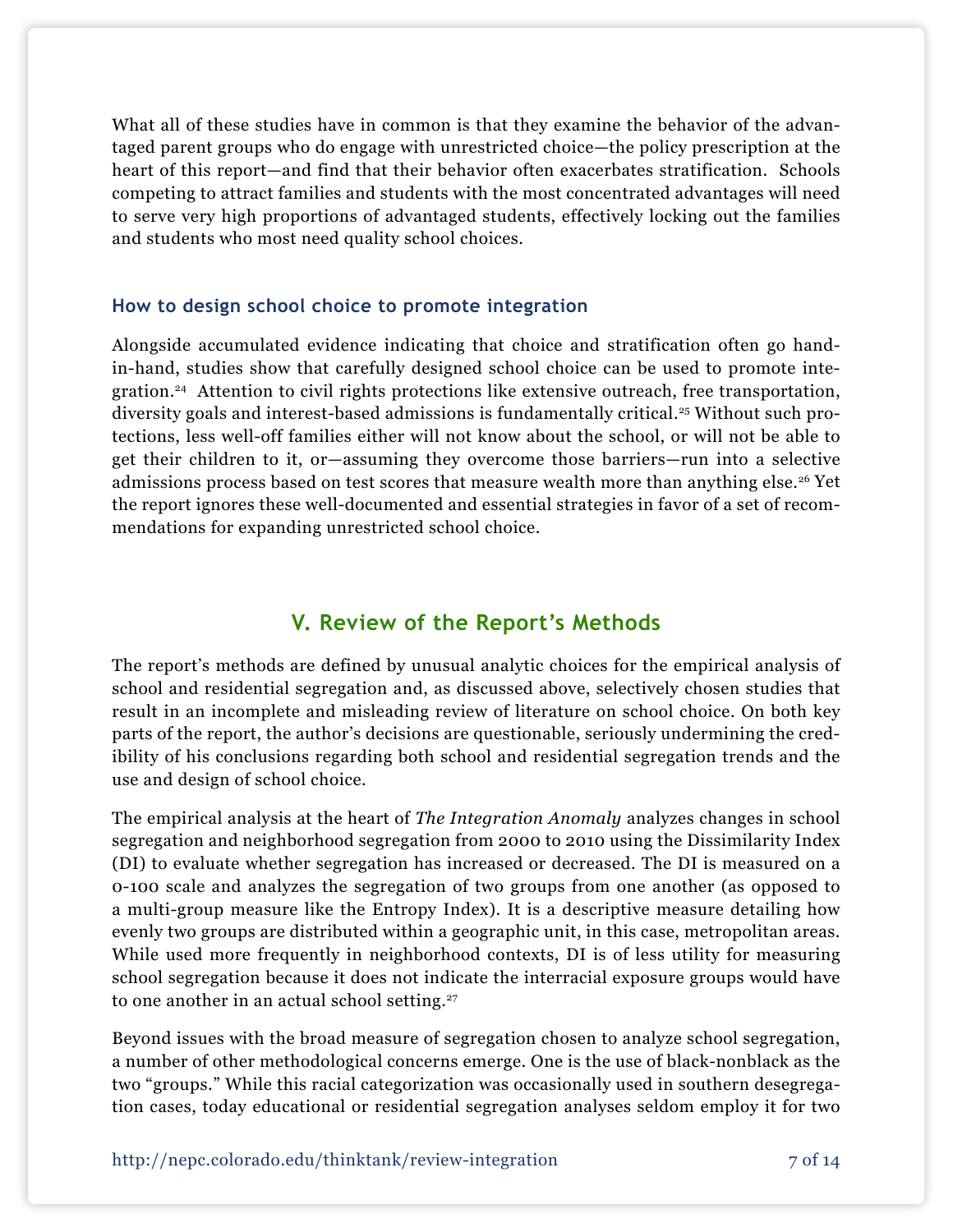What all of these studies have in common is that they examine the behavior of the advantaged parent groups who do engage with unrestricted choice—the policy prescription at the heart of this report—and find that their behavior often exacerbates stratification. Schools competing to attract families and students with the most concentrated advantages will need to serve very high proportions of advantaged students, effectively locking out the families and students who most need quality school choices.

### How to design school choice to promote integration

Alongside accumulated evidence indicating that choice and stratification often go hand-in-hand, studies show that carefully designed school choice can be used to promote integration.[24] Attention to civil rights protections like extensive outreach, free transportation, diversity goals and interest-based admissions is fundamentally critical.[25] Without such protections, less well-off families either will not know about the school, or will not be able to get their children to it, or—assuming they overcome those barriers—run into a selective admissions process based on test scores that measure wealth more than anything else.[26] Yet the report ignores these well-documented and essential strategies in favor of a set of recommendations for expanding unrestricted school choice.

## V. Review of the Report's Methods

The report's methods are defined by unusual analytic choices for the empirical analysis of school and residential segregation and, as discussed above, selectively chosen studies that result in an incomplete and misleading review of literature on school choice. On both key parts of the report, the author's decisions are questionable, seriously undermining the credibility of his conclusions regarding both school and residential segregation trends and the use and design of school choice.

The empirical analysis at the heart of *The Integration Anomaly* analyzes changes in school segregation and neighborhood segregation from 2000 to 2010 using the Dissimilarity Index (DI) to evaluate whether segregation has increased or decreased. The DI is measured on a 0-100 scale and analyzes the segregation of two groups from one another (as opposed to a multi-group measure like the Entropy Index). It is a descriptive measure detailing how evenly two groups are distributed within a geographic unit, in this case, metropolitan areas. While used more frequently in neighborhood contexts, DI is of less utility for measuring school segregation because it does not indicate the interracial exposure groups would have to one another in an actual school setting.[27]

Beyond issues with the broad measure of segregation chosen to analyze school segregation, a number of other methodological concerns emerge. One is the use of black-nonblack as the two "groups." While this racial categorization was occasionally used in southern desegregation cases, today educational or residential segregation analyses seldom employ it for two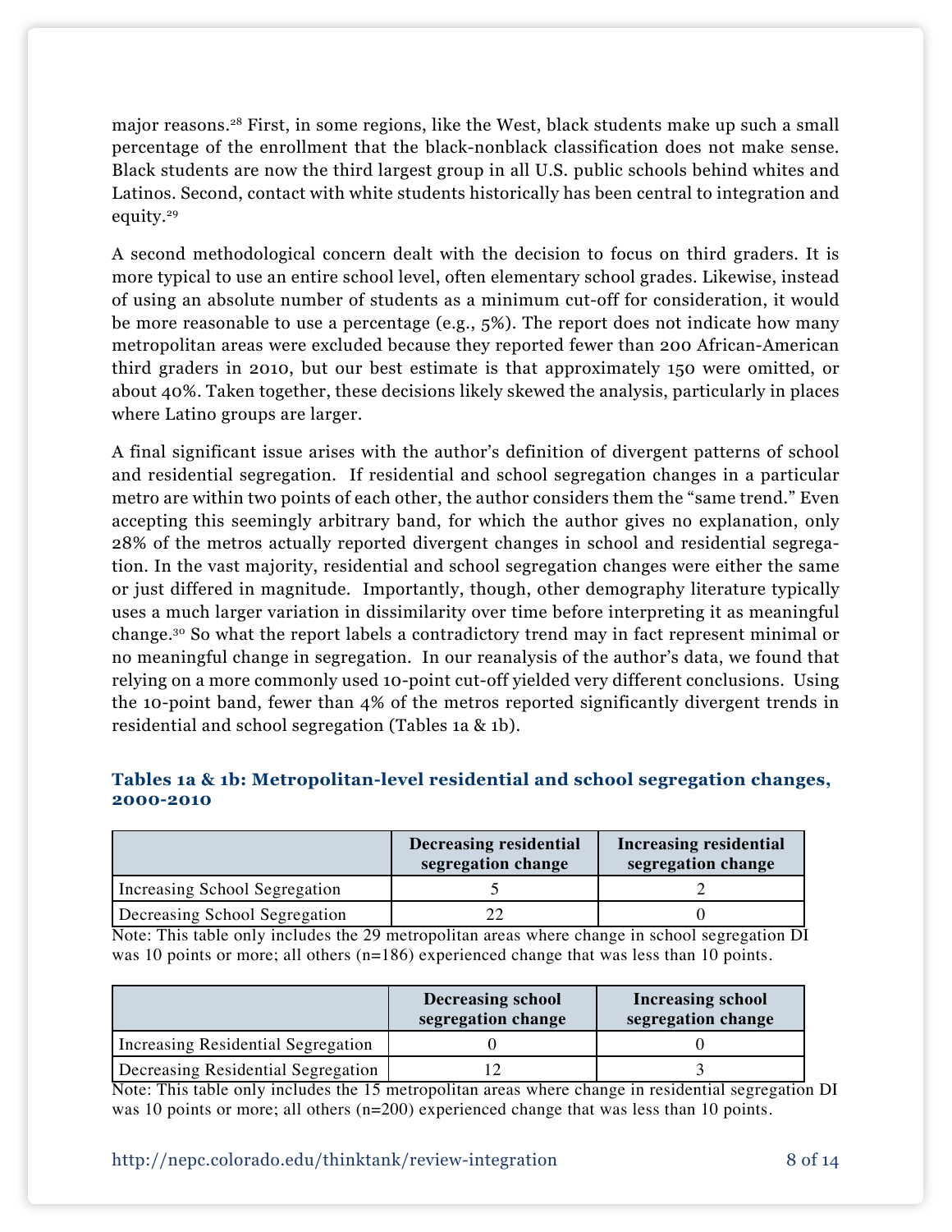major reasons.[28] First, in some regions, like the West, black students make up such a small percentage of the enrollment that the black-nonblack classification does not make sense. Black students are now the third largest group in all U.S. public schools behind whites and Latinos. Second, contact with white students historically has been central to integration and equity.[29]

A second methodological concern dealt with the decision to focus on third graders. It is more typical to use an entire school level, often elementary school grades. Likewise, instead of using an absolute number of students as a minimum cut-off for consideration, it would be more reasonable to use a percentage (e.g., 5%). The report does not indicate how many metropolitan areas were excluded because they reported fewer than 200 African-American third graders in 2010, but our best estimate is that approximately 150 were omitted, or about 40%. Taken together, these decisions likely skewed the analysis, particularly in places where Latino groups are larger.

A final significant issue arises with the author's definition of divergent patterns of school and residential segregation. If residential and school segregation changes in a particular metro are within two points of each other, the author considers them the "same trend." Even accepting this seemingly arbitrary band, for which the author gives no explanation, only 28% of the metros actually reported divergent changes in school and residential segregation. In the vast majority, residential and school segregation changes were either the same or just differed in magnitude. Importantly, though, other demography literature typically uses a much larger variation in dissimilarity over time before interpreting it as meaningful change.[30] So what the report labels a contradictory trend may in fact represent minimal or no meaningful change in segregation. In our reanalysis of the author's data, we found that relying on a more commonly used 10-point cut-off yielded very different conclusions. Using the 10-point band, fewer than 4% of the metros reported significantly divergent trends in residential and school segregation (Tables 1a & 1b).

### Tables 1a & 1b: Metropolitan-level residential and school segregation changes, 2000-2010

| | Decreasing residential segregation change | Increasing residential segregation change |
|---|---|---|
| Increasing School Segregation | 5 | 2 |
| Decreasing School Segregation | 22 | 0 |

Note: This table only includes the 29 metropolitan areas where change in school segregation DI was 10 points or more; all others (n=186) experienced change that was less than 10 points.

| | Decreasing school segregation change | Increasing school segregation change |
|---|---|---|
| Increasing Residential Segregation | 0 | 0 |
| Decreasing Residential Segregation | 12 | 3 |

Note: This table only includes the 15 metropolitan areas where change in residential segregation DI was 10 points or more; all others (n=200) experienced change that was less than 10 points.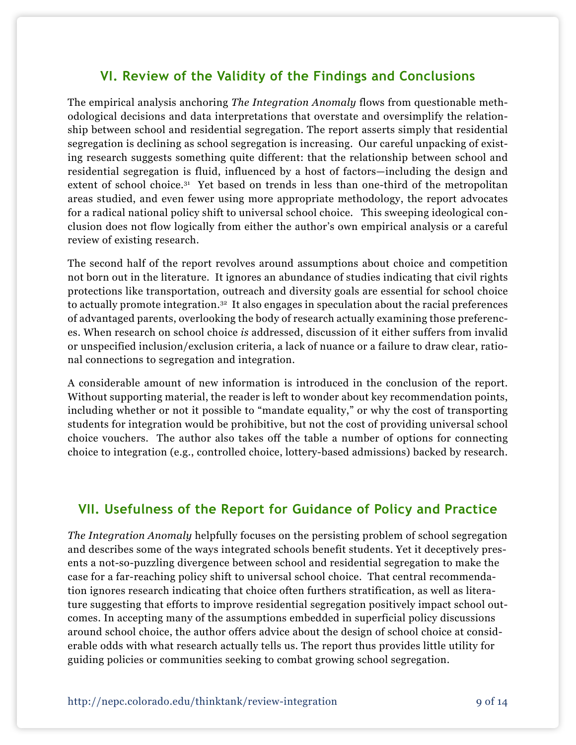## VI. Review of the Validity of the Findings and Conclusions

The empirical analysis anchoring *The Integration Anomaly* flows from questionable methodological decisions and data interpretations that overstate and oversimplify the relationship between school and residential segregation. The report asserts simply that residential segregation is declining as school segregation is increasing. Our careful unpacking of existing research suggests something quite different: that the relationship between school and residential segregation is fluid, influenced by a host of factors—including the design and extent of school choice.[31] Yet based on trends in less than one-third of the metropolitan areas studied, and even fewer using more appropriate methodology, the report advocates for a radical national policy shift to universal school choice. This sweeping ideological conclusion does not flow logically from either the author's own empirical analysis or a careful review of existing research.

The second half of the report revolves around assumptions about choice and competition not born out in the literature. It ignores an abundance of studies indicating that civil rights protections like transportation, outreach and diversity goals are essential for school choice to actually promote integration.[32] It also engages in speculation about the racial preferences of advantaged parents, overlooking the body of research actually examining those preferences. When research on school choice *is* addressed, discussion of it either suffers from invalid or unspecified inclusion/exclusion criteria, a lack of nuance or a failure to draw clear, rational connections to segregation and integration.

A considerable amount of new information is introduced in the conclusion of the report. Without supporting material, the reader is left to wonder about key recommendation points, including whether or not it possible to "mandate equality," or why the cost of transporting students for integration would be prohibitive, but not the cost of providing universal school choice vouchers. The author also takes off the table a number of options for connecting choice to integration (e.g., controlled choice, lottery-based admissions) backed by research.

## VII. Usefulness of the Report for Guidance of Policy and Practice

*The Integration Anomaly* helpfully focuses on the persisting problem of school segregation and describes some of the ways integrated schools benefit students. Yet it deceptively presents a not-so-puzzling divergence between school and residential segregation to make the case for a far-reaching policy shift to universal school choice. That central recommendation ignores research indicating that choice often furthers stratification, as well as literature suggesting that efforts to improve residential segregation positively impact school outcomes. In accepting many of the assumptions embedded in superficial policy discussions around school choice, the author offers advice about the design of school choice at considerable odds with what research actually tells us. The report thus provides little utility for guiding policies or communities seeking to combat growing school segregation.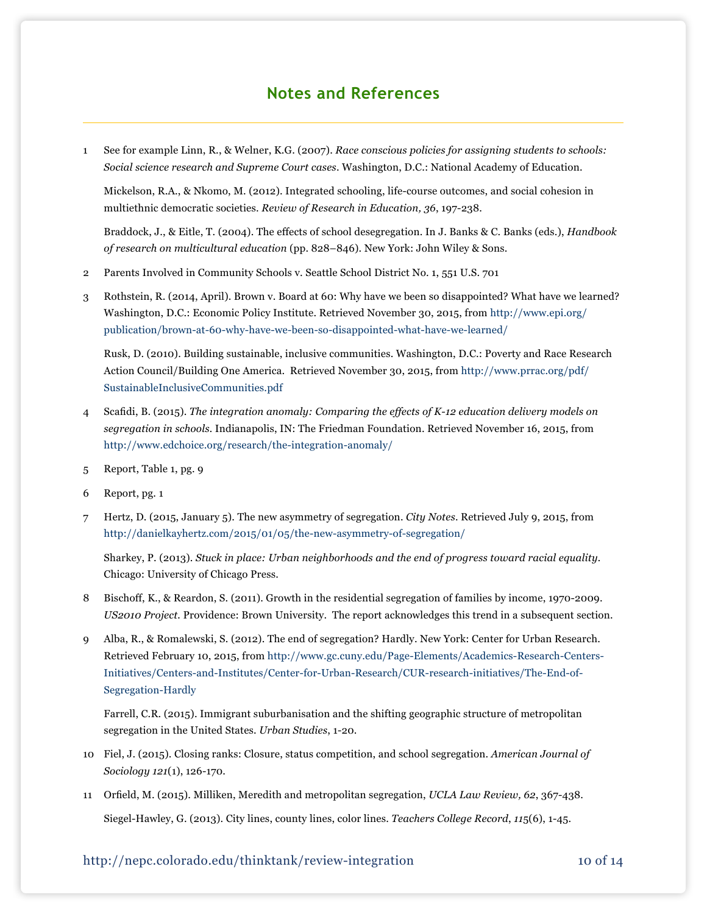## Notes and References

1 See for example Linn, R., & Welner, K.G. (2007). *Race conscious policies for assigning students to schools: Social science research and Supreme Court cases*. Washington, D.C.: National Academy of Education.

Mickelson, R.A., & Nkomo, M. (2012). Integrated schooling, life-course outcomes, and social cohesion in multiethnic democratic societies. *Review of Research in Education, 36*, 197-238.

Braddock, J., & Eitle, T. (2004). The effects of school desegregation. In J. Banks & C. Banks (eds.), *Handbook of research on multicultural education* (pp. 828–846). New York: John Wiley & Sons.

2 Parents Involved in Community Schools v. Seattle School District No. 1, 551 U.S. 701

3 Rothstein, R. (2014, April). Brown v. Board at 60: Why have we been so disappointed? What have we learned? Washington, D.C.: Economic Policy Institute. Retrieved November 30, 2015, from http://www.epi.org/publication/brown-at-60-why-have-we-been-so-disappointed-what-have-we-learned/

Rusk, D. (2010). Building sustainable, inclusive communities. Washington, D.C.: Poverty and Race Research Action Council/Building One America. Retrieved November 30, 2015, from http://www.prrac.org/pdf/SustainableInclusiveCommunities.pdf

4 Scafidi, B. (2015). *The integration anomaly: Comparing the effects of K-12 education delivery models on segregation in schools.* Indianapolis, IN: The Friedman Foundation. Retrieved November 16, 2015, from http://www.edchoice.org/research/the-integration-anomaly/

5 Report, Table 1, pg. 9

6 Report, pg. 1

7 Hertz, D. (2015, January 5). The new asymmetry of segregation. *City Notes*. Retrieved July 9, 2015, from http://danielkayhertz.com/2015/01/05/the-new-asymmetry-of-segregation/

Sharkey, P. (2013). *Stuck in place: Urban neighborhoods and the end of progress toward racial equality*. Chicago: University of Chicago Press.

8 Bischoff, K., & Reardon, S. (2011). Growth in the residential segregation of families by income, 1970-2009. *US2010 Project*. Providence: Brown University. The report acknowledges this trend in a subsequent section.

9 Alba, R., & Romalewski, S. (2012). The end of segregation? Hardly. New York: Center for Urban Research. Retrieved February 10, 2015, from http://www.gc.cuny.edu/Page-Elements/Academics-Research-Centers-Initiatives/Centers-and-Institutes/Center-for-Urban-Research/CUR-research-initiatives/The-End-of-Segregation-Hardly

Farrell, C.R. (2015). Immigrant suburbanisation and the shifting geographic structure of metropolitan segregation in the United States. *Urban Studies*, 1-20.

10 Fiel, J. (2015). Closing ranks: Closure, status competition, and school segregation. *American Journal of Sociology 121*(1), 126-170.

11 Orfield, M. (2015). Milliken, Meredith and metropolitan segregation, *UCLA Law Review, 62*, 367-438.

Siegel-Hawley, G. (2013). City lines, county lines, color lines. *Teachers College Record*, *115*(6), 1-45.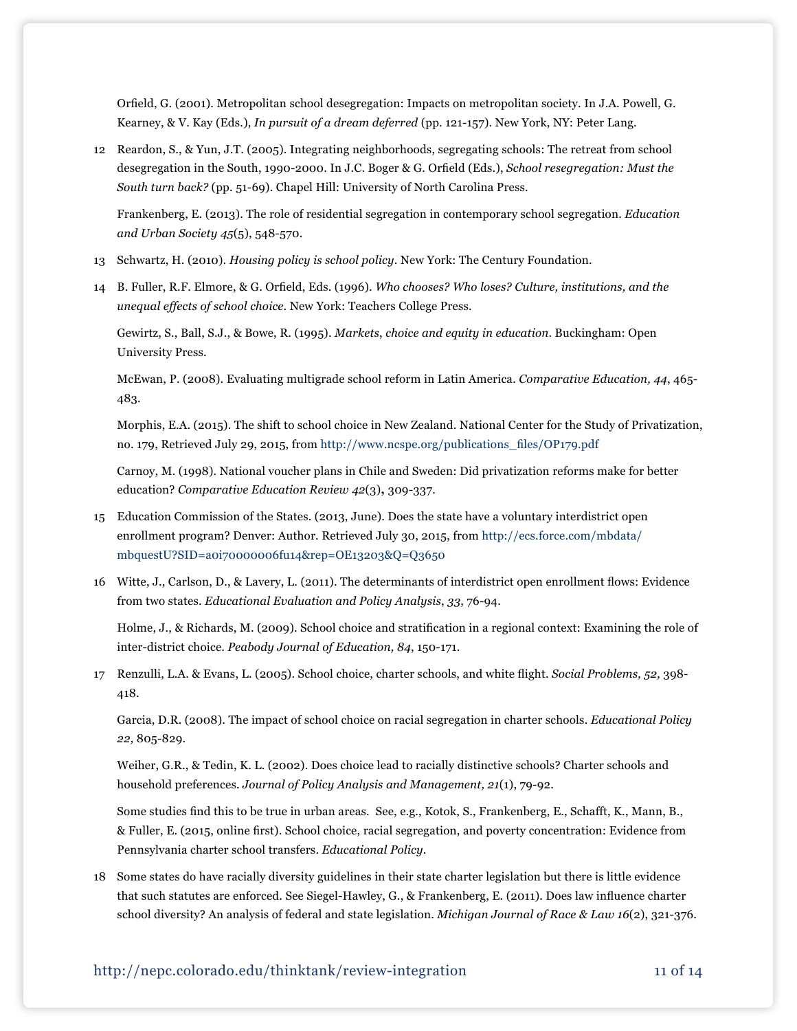Orfield, G. (2001). Metropolitan school desegregation: Impacts on metropolitan society. In J.A. Powell, G. Kearney, & V. Kay (Eds.), *In pursuit of a dream deferred* (pp. 121-157). New York, NY: Peter Lang.

12 Reardon, S., & Yun, J.T. (2005). Integrating neighborhoods, segregating schools: The retreat from school desegregation in the South, 1990-2000. In J.C. Boger & G. Orfield (Eds.), *School resegregation: Must the South turn back?* (pp. 51-69). Chapel Hill: University of North Carolina Press.

Frankenberg, E. (2013). The role of residential segregation in contemporary school segregation. *Education and Urban Society 45*(5), 548-570.

13 Schwartz, H. (2010). *Housing policy is school policy*. New York: The Century Foundation.

14 B. Fuller, R.F. Elmore, & G. Orfield, Eds. (1996). *Who chooses? Who loses? Culture, institutions, and the unequal effects of school choice*. New York: Teachers College Press.

Gewirtz, S., Ball, S.J., & Bowe, R. (1995). *Markets, choice and equity in education*. Buckingham: Open University Press.

McEwan, P. (2008). Evaluating multigrade school reform in Latin America. *Comparative Education, 44*, 465-483.

Morphis, E.A. (2015). The shift to school choice in New Zealand. National Center for the Study of Privatization, no. 179, Retrieved July 29, 2015, from http://www.ncspe.org/publications_files/OP179.pdf

Carnoy, M. (1998). National voucher plans in Chile and Sweden: Did privatization reforms make for better education? *Comparative Education Review 42*(3), 309-337.

15 Education Commission of the States. (2013, June). Does the state have a voluntary interdistrict open enrollment program? Denver: Author. Retrieved July 30, 2015, from http://ecs.force.com/mbdata/mbquestU?SID=a0i70000006fu14&rep=OE13203&Q=Q3650

16 Witte, J., Carlson, D., & Lavery, L. (2011). The determinants of interdistrict open enrollment flows: Evidence from two states. *Educational Evaluation and Policy Analysis*, *33*, 76-94.

Holme, J., & Richards, M. (2009). School choice and stratification in a regional context: Examining the role of inter-district choice. *Peabody Journal of Education, 84*, 150-171.

17 Renzulli, L.A. & Evans, L. (2005). School choice, charter schools, and white flight. *Social Problems, 52,* 398-418.

Garcia, D.R. (2008). The impact of school choice on racial segregation in charter schools. *Educational Policy 22,* 805-829.

Weiher, G.R., & Tedin, K. L. (2002). Does choice lead to racially distinctive schools? Charter schools and household preferences. *Journal of Policy Analysis and Management, 21*(1), 79-92.

Some studies find this to be true in urban areas. See, e.g., Kotok, S., Frankenberg, E., Schafft, K., Mann, B., & Fuller, E. (2015, online first). School choice, racial segregation, and poverty concentration: Evidence from Pennsylvania charter school transfers. *Educational Policy*.

18 Some states do have racially diversity guidelines in their state charter legislation but there is little evidence that such statutes are enforced. See Siegel-Hawley, G., & Frankenberg, E. (2011). Does law influence charter school diversity? An analysis of federal and state legislation. *Michigan Journal of Race & Law 16*(2), 321-376.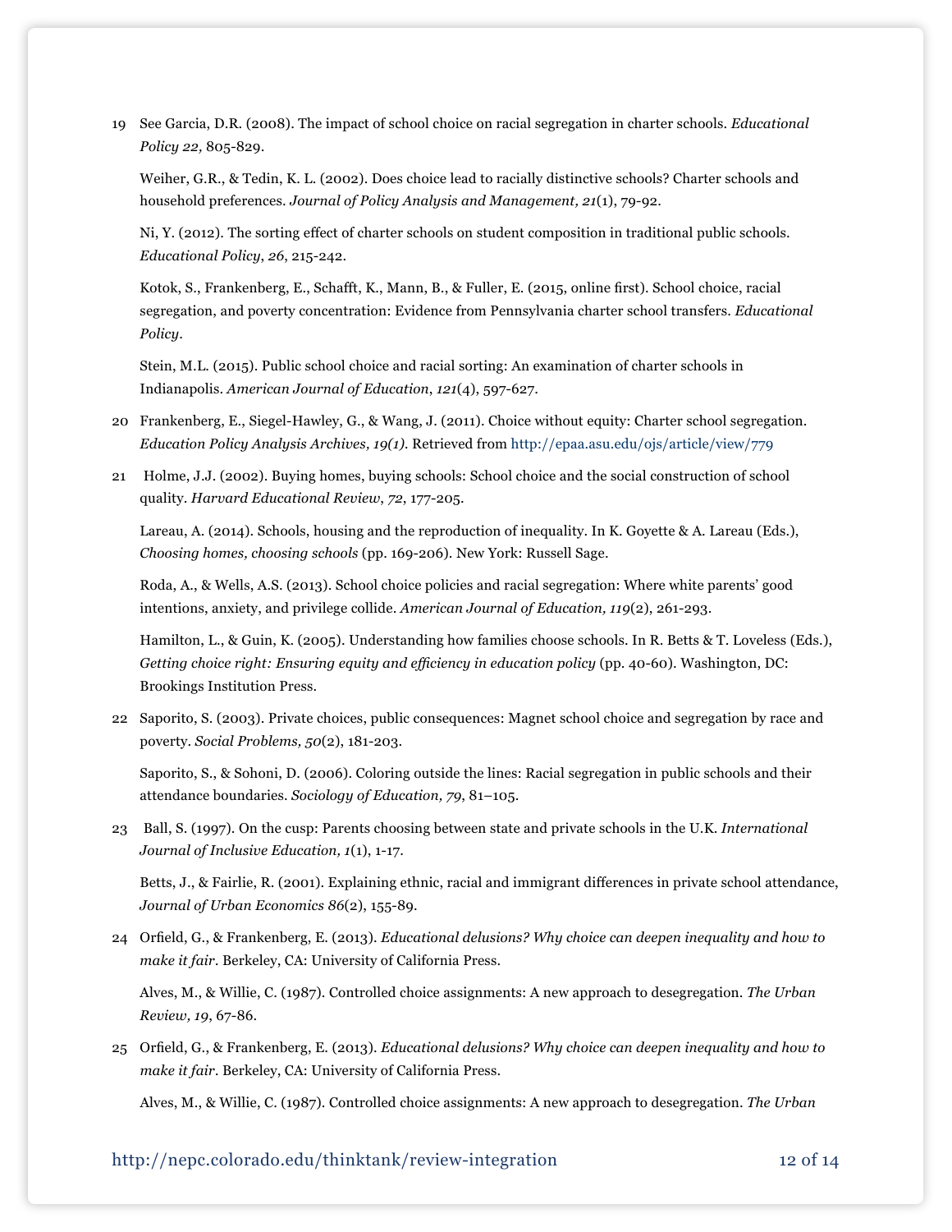19 See Garcia, D.R. (2008). The impact of school choice on racial segregation in charter schools. *Educational Policy 22,* 805-829.

Weiher, G.R., & Tedin, K. L. (2002). Does choice lead to racially distinctive schools? Charter schools and household preferences. *Journal of Policy Analysis and Management, 21*(1), 79-92.

Ni, Y. (2012). The sorting effect of charter schools on student composition in traditional public schools. *Educational Policy*, *26*, 215-242.

Kotok, S., Frankenberg, E., Schafft, K., Mann, B., & Fuller, E. (2015, online first). School choice, racial segregation, and poverty concentration: Evidence from Pennsylvania charter school transfers. *Educational Policy*.

Stein, M.L. (2015). Public school choice and racial sorting: An examination of charter schools in Indianapolis. *American Journal of Education*, *121*(4), 597-627.

20 Frankenberg, E., Siegel-Hawley, G., & Wang, J. (2011). Choice without equity: Charter school segregation. *Education Policy Analysis Archives, 19(1).* Retrieved from http://epaa.asu.edu/ojs/article/view/779

21 Holme, J.J. (2002). Buying homes, buying schools: School choice and the social construction of school quality. *Harvard Educational Review*, *72*, 177-205.

Lareau, A. (2014). Schools, housing and the reproduction of inequality. In K. Goyette & A. Lareau (Eds.), *Choosing homes, choosing schools* (pp. 169-206). New York: Russell Sage.

Roda, A., & Wells, A.S. (2013). School choice policies and racial segregation: Where white parents' good intentions, anxiety, and privilege collide. *American Journal of Education, 119*(2), 261-293.

Hamilton, L., & Guin, K. (2005). Understanding how families choose schools. In R. Betts & T. Loveless (Eds.), *Getting choice right: Ensuring equity and efficiency in education policy* (pp. 40-60). Washington, DC: Brookings Institution Press.

22 Saporito, S. (2003). Private choices, public consequences: Magnet school choice and segregation by race and poverty. *Social Problems, 50*(2), 181-203.

Saporito, S., & Sohoni, D. (2006). Coloring outside the lines: Racial segregation in public schools and their attendance boundaries. *Sociology of Education, 79*, 81–105.

23 Ball, S. (1997). On the cusp: Parents choosing between state and private schools in the U.K. *International Journal of Inclusive Education, 1*(1), 1-17.

Betts, J., & Fairlie, R. (2001). Explaining ethnic, racial and immigrant differences in private school attendance, *Journal of Urban Economics 86*(2), 155-89.

24 Orfield, G., & Frankenberg, E. (2013). *Educational delusions? Why choice can deepen inequality and how to make it fair*. Berkeley, CA: University of California Press.

Alves, M., & Willie, C. (1987). Controlled choice assignments: A new approach to desegregation. *The Urban Review, 19*, 67-86.

25 Orfield, G., & Frankenberg, E. (2013). *Educational delusions? Why choice can deepen inequality and how to make it fair*. Berkeley, CA: University of California Press.

Alves, M., & Willie, C. (1987). Controlled choice assignments: A new approach to desegregation. *The Urban*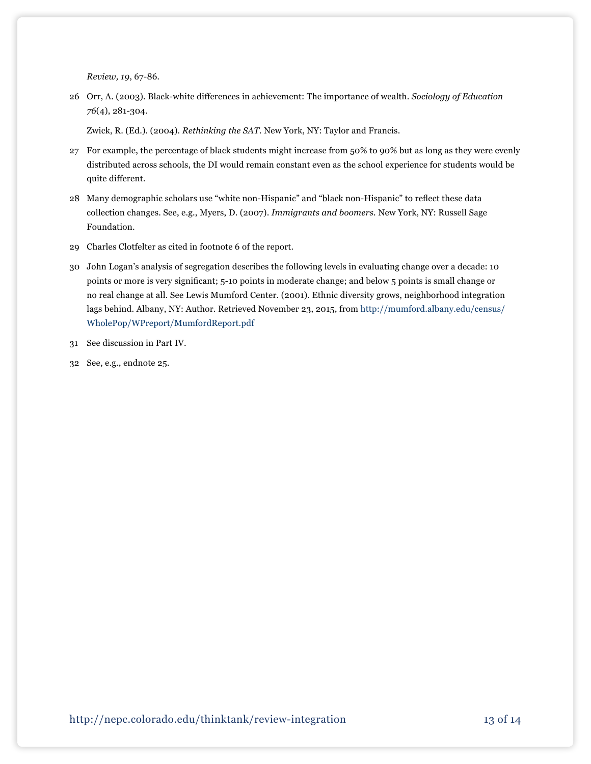*Review, 19*, 67-86.

26 Orr, A. (2003). Black-white differences in achievement: The importance of wealth. *Sociology of Education 76*(4), 281-304.

Zwick, R. (Ed.). (2004). *Rethinking the SAT*. New York, NY: Taylor and Francis.

27 For example, the percentage of black students might increase from 50% to 90% but as long as they were evenly distributed across schools, the DI would remain constant even as the school experience for students would be quite different.

28 Many demographic scholars use "white non-Hispanic" and "black non-Hispanic" to reflect these data collection changes. See, e.g., Myers, D. (2007). *Immigrants and boomers*. New York, NY: Russell Sage Foundation.

29 Charles Clotfelter as cited in footnote 6 of the report.

30 John Logan's analysis of segregation describes the following levels in evaluating change over a decade: 10 points or more is very significant; 5-10 points in moderate change; and below 5 points is small change or no real change at all. See Lewis Mumford Center. (2001). Ethnic diversity grows, neighborhood integration lags behind. Albany, NY: Author. Retrieved November 23, 2015, from http://mumford.albany.edu/census/WholePop/WPreport/MumfordReport.pdf

31 See discussion in Part IV.

32 See, e.g., endnote 25.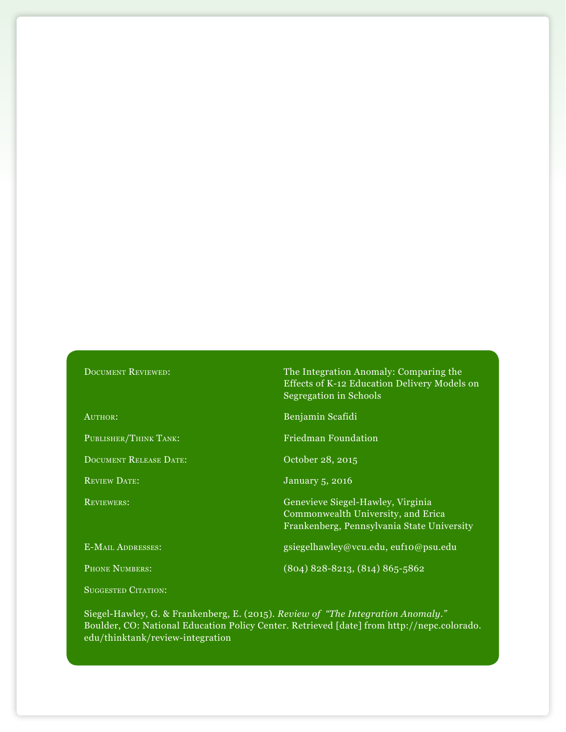| | |
|---|---|
| Document Reviewed: | The Integration Anomaly: Comparing the Effects of K-12 Education Delivery Models on Segregation in Schools |
| Author: | Benjamin Scafidi |
| Publisher/Think Tank: | Friedman Foundation |
| Document Release Date: | October 28, 2015 |
| Review Date: | January 5, 2016 |
| Reviewers: | Genevieve Siegel-Hawley, Virginia Commonwealth University, and Erica Frankenberg, Pennsylvania State University |
| E-Mail Addresses: | gsiegelhawley@vcu.edu, euf10@psu.edu |
| Phone Numbers: | (804) 828-8213, (814) 865-5862 |

Suggested Citation:

Siegel-Hawley, G. & Frankenberg, E. (2015). *Review of "The Integration Anomaly."* Boulder, CO: National Education Policy Center. Retrieved [date] from http://nepc.colorado.edu/thinktank/review-integration